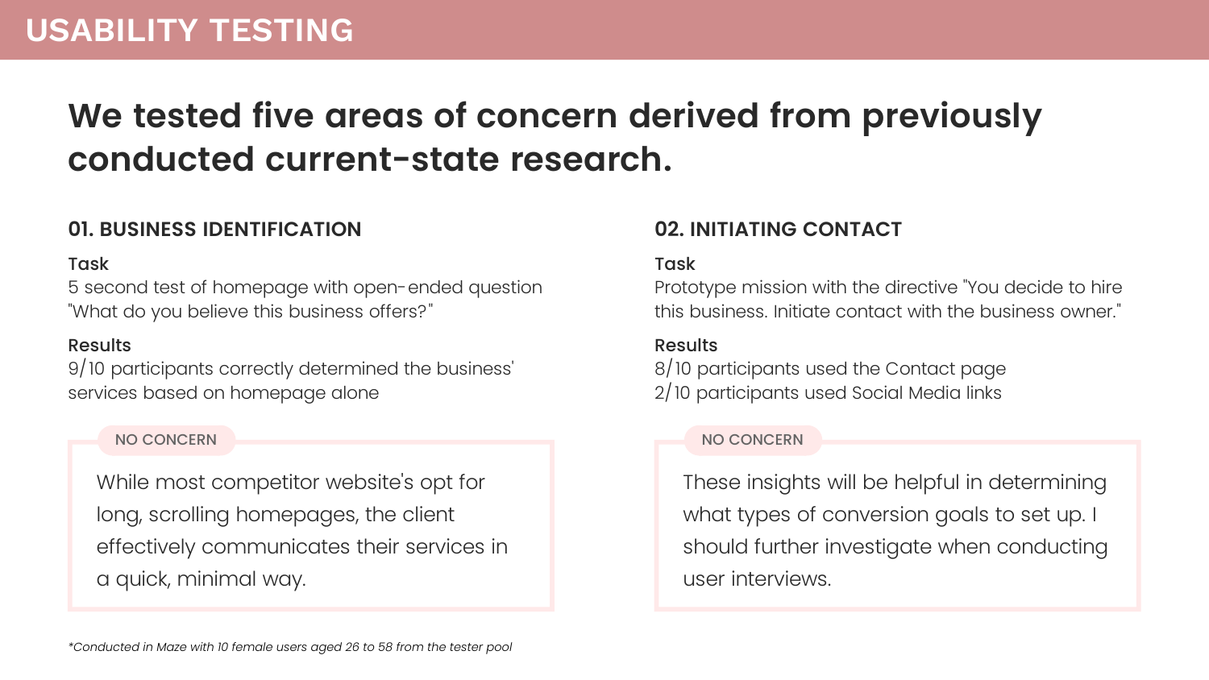# USABILITY TESTING

## We tested five areas of concern derived from previously conducted current-state research.

### 01. BUSINESS IDENTIFICATION

**Task**

5 second test of homepage with open-ended question "What do you believe this business offers?"

**Results**

9/10 participants correctly determined the business' services based on homepage alone

NO CONCERN

While most competitor website's opt for long, scrolling homepages, the client effectively communicates their services in a quick, minimal way.

### 02. INITIATING CONTACT

**Task**

Prototype mission with the directive "You decide to hire this business. Initiate contact with the business owner."

**Results**

8/10 participants used the Contact page
2/10 participants used Social Media links

NO CONCERN

These insights will be helpful in determining what types of conversion goals to set up. I should further investigate when conducting user interviews.

*\*Conducted in Maze with 10 female users aged 26 to 58 from the tester pool*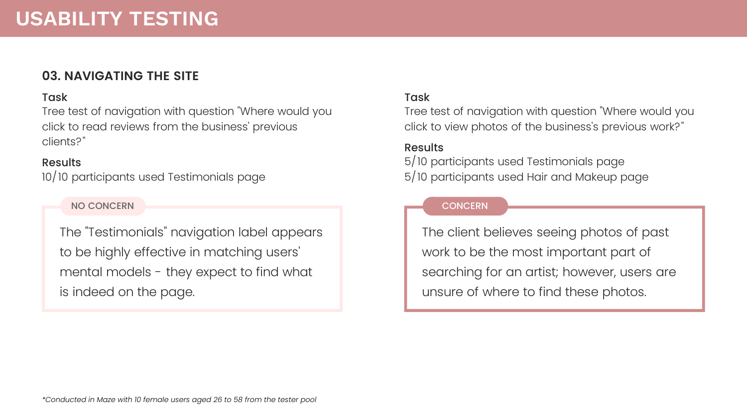# USABILITY TESTING

## 03. NAVIGATING THE SITE

**Task**
Tree test of navigation with question "Where would you click to read reviews from the business' previous clients?"

**Results**
10/10 participants used Testimonials page

NO CONCERN

The "Testimonials" navigation label appears to be highly effective in matching users' mental models - they expect to find what is indeed on the page.

**Task**
Tree test of navigation with question "Where would you click to view photos of the business's previous work?"

**Results**
5/10 participants used Testimonials page
5/10 participants used Hair and Makeup page

CONCERN

The client believes seeing photos of past work to be the most important part of searching for an artist; however, users are unsure of where to find these photos.

*\*Conducted in Maze with 10 female users aged 26 to 58 from the tester pool*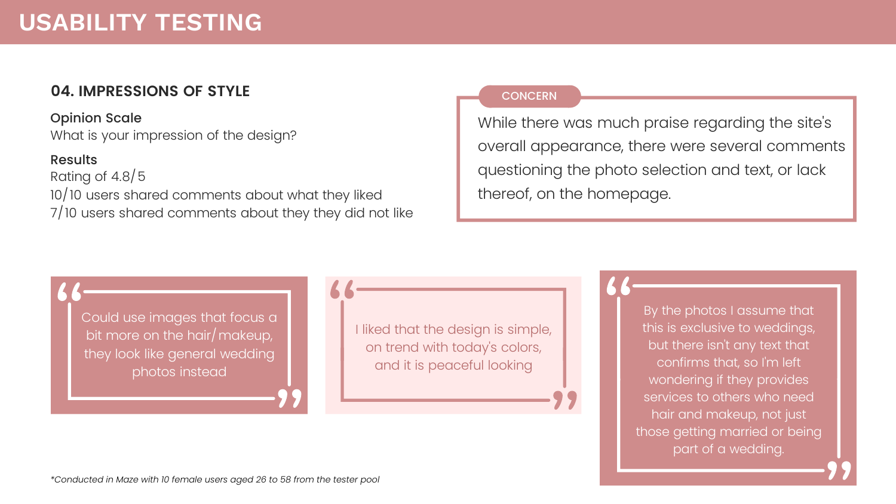# USABILITY TESTING

## 04. IMPRESSIONS OF STYLE

**Opinion Scale**
What is your impression of the design?

**Results**
Rating of 4.8/5
10/10 users shared comments about what they liked
7/10 users shared comments about they they did not like

**CONCERN**

While there was much praise regarding the site's overall appearance, there were several comments questioning the photo selection and text, or lack thereof, on the homepage.

> "Could use images that focus a bit more on the hair/makeup, they look like general wedding photos instead"

> "I liked that the design is simple, on trend with today's colors, and it is peaceful looking"

> "By the photos I assume that this is exclusive to weddings, but there isn't any text that confirms that, so I'm left wondering if they provides services to others who need hair and makeup, not just those getting married or being part of a wedding."

*\*Conducted in Maze with 10 female users aged 26 to 58 from the tester pool*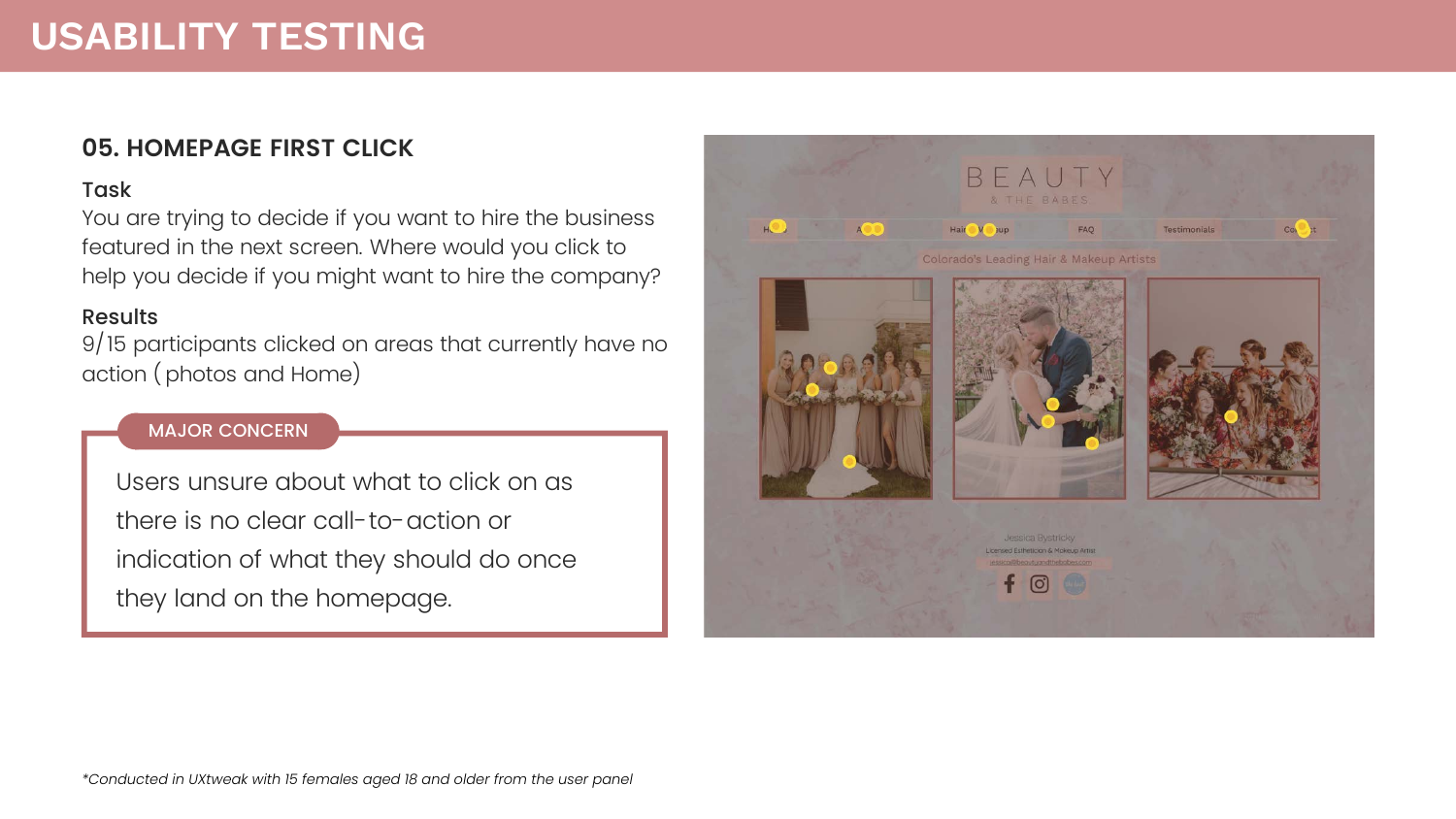# USABILITY TESTING

## 05. HOMEPAGE FIRST CLICK

**Task**

You are trying to decide if you want to hire the business featured in the next screen. Where would you click to help you decide if you might want to hire the company?

**Results**

9/15 participants clicked on areas that currently have no action (photos and Home)

**MAJOR CONCERN**

Users unsure about what to click on as there is no clear call-to-action or indication of what they should do once they land on the homepage.

*\*Conducted in UXtweak with 15 females aged 18 and older from the user panel*